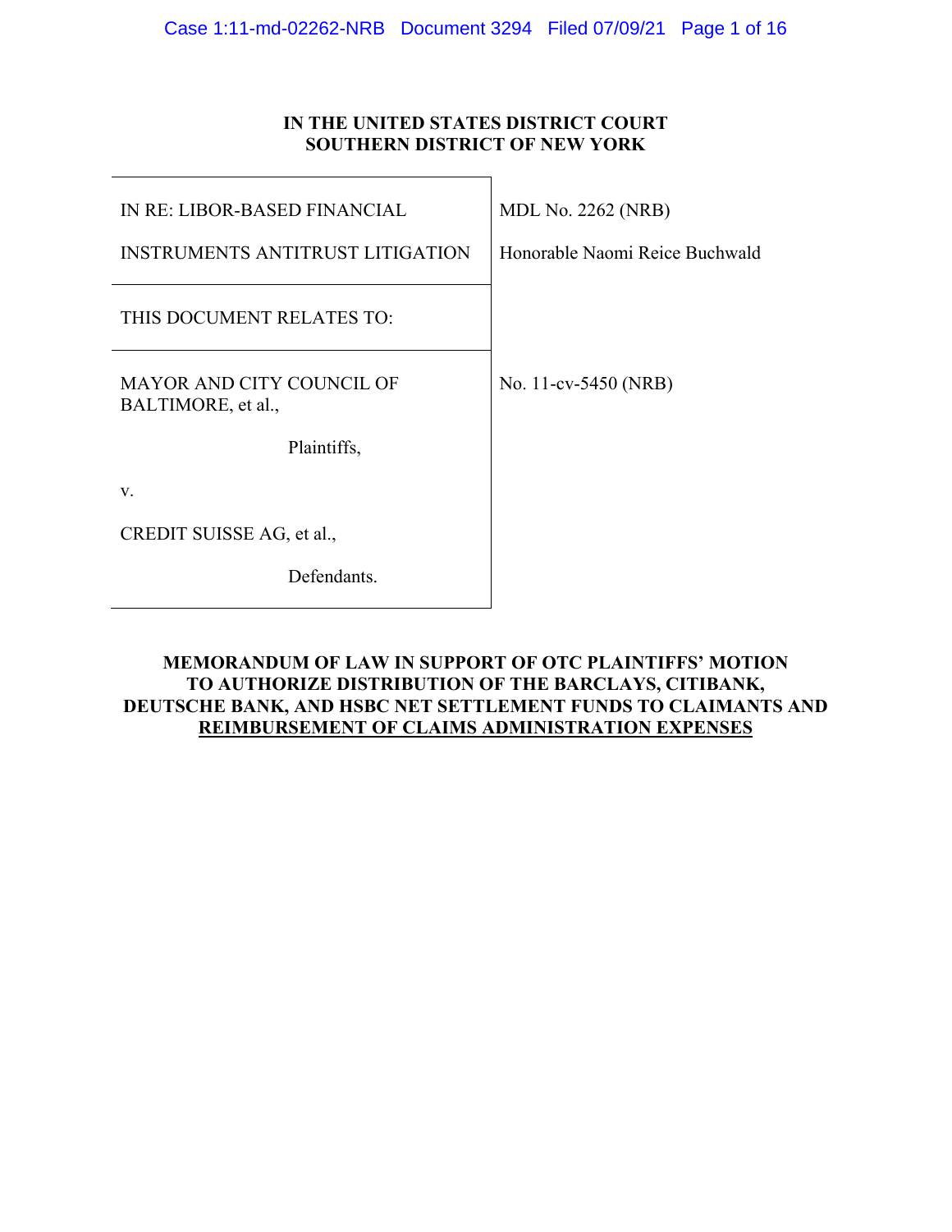**IN THE UNITED STATES DISTRICT COURT**
**SOUTHERN DISTRICT OF NEW YORK**

| | |
|---|---|
| IN RE: LIBOR-BASED FINANCIAL INSTRUMENTS ANTITRUST LITIGATION | MDL No. 2262 (NRB)<br>Honorable Naomi Reice Buchwald |
| THIS DOCUMENT RELATES TO: | |
| MAYOR AND CITY COUNCIL OF BALTIMORE, et al.,<br><br>Plaintiffs,<br><br>v.<br><br>CREDIT SUISSE AG, et al.,<br><br>Defendants. | No. 11-cv-5450 (NRB) |

**MEMORANDUM OF LAW IN SUPPORT OF OTC PLAINTIFFS' MOTION TO AUTHORIZE DISTRIBUTION OF THE BARCLAYS, CITIBANK, DEUTSCHE BANK, AND HSBC NET SETTLEMENT FUNDS TO CLAIMANTS AND REIMBURSEMENT OF CLAIMS ADMINISTRATION EXPENSES**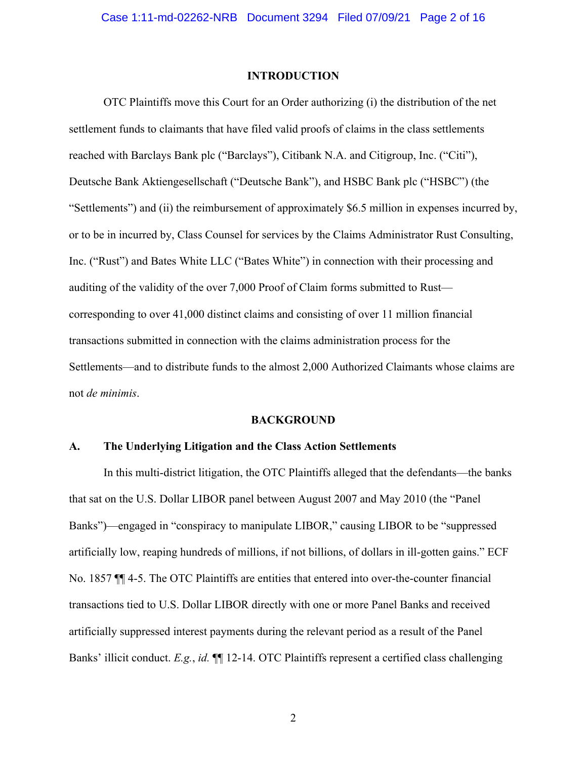**INTRODUCTION**

OTC Plaintiffs move this Court for an Order authorizing (i) the distribution of the net settlement funds to claimants that have filed valid proofs of claims in the class settlements reached with Barclays Bank plc ("Barclays"), Citibank N.A. and Citigroup, Inc. ("Citi"), Deutsche Bank Aktiengesellschaft ("Deutsche Bank"), and HSBC Bank plc ("HSBC") (the "Settlements") and (ii) the reimbursement of approximately $6.5 million in expenses incurred by, or to be in incurred by, Class Counsel for services by the Claims Administrator Rust Consulting, Inc. ("Rust") and Bates White LLC ("Bates White") in connection with their processing and auditing of the validity of the over 7,000 Proof of Claim forms submitted to Rust—corresponding to over 41,000 distinct claims and consisting of over 11 million financial transactions submitted in connection with the claims administration process for the Settlements—and to distribute funds to the almost 2,000 Authorized Claimants whose claims are not *de minimis*.

**BACKGROUND**

**A. The Underlying Litigation and the Class Action Settlements**

In this multi-district litigation, the OTC Plaintiffs alleged that the defendants—the banks that sat on the U.S. Dollar LIBOR panel between August 2007 and May 2010 (the "Panel Banks")—engaged in "conspiracy to manipulate LIBOR," causing LIBOR to be "suppressed artificially low, reaping hundreds of millions, if not billions, of dollars in ill-gotten gains." ECF No. 1857 ¶¶ 4-5. The OTC Plaintiffs are entities that entered into over-the-counter financial transactions tied to U.S. Dollar LIBOR directly with one or more Panel Banks and received artificially suppressed interest payments during the relevant period as a result of the Panel Banks' illicit conduct. *E.g.*, *id.* ¶¶ 12-14. OTC Plaintiffs represent a certified class challenging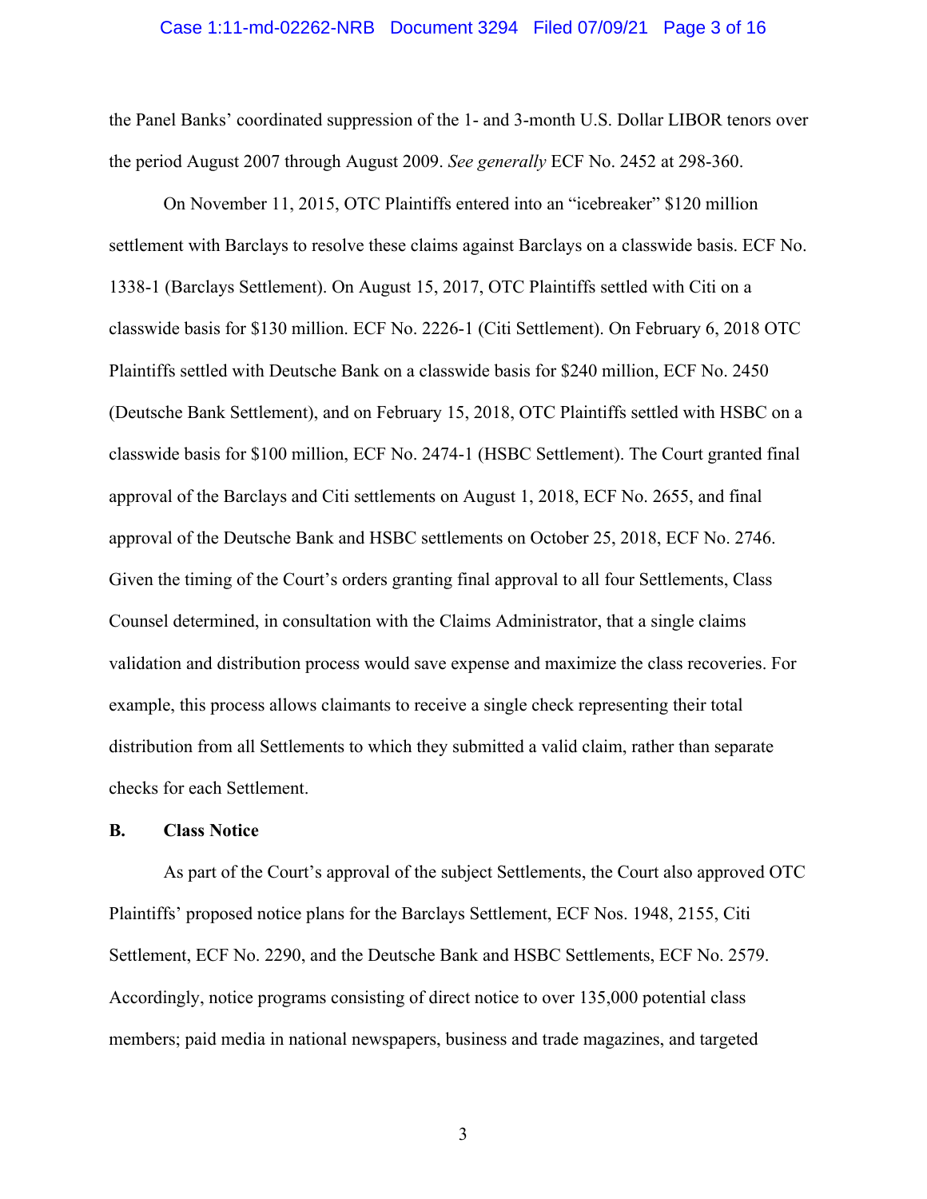the Panel Banks' coordinated suppression of the 1- and 3-month U.S. Dollar LIBOR tenors over the period August 2007 through August 2009. *See generally* ECF No. 2452 at 298-360.

On November 11, 2015, OTC Plaintiffs entered into an "icebreaker" $120 million settlement with Barclays to resolve these claims against Barclays on a classwide basis. ECF No. 1338-1 (Barclays Settlement). On August 15, 2017, OTC Plaintiffs settled with Citi on a classwide basis for $130 million. ECF No. 2226-1 (Citi Settlement). On February 6, 2018 OTC Plaintiffs settled with Deutsche Bank on a classwide basis for $240 million, ECF No. 2450 (Deutsche Bank Settlement), and on February 15, 2018, OTC Plaintiffs settled with HSBC on a classwide basis for $100 million, ECF No. 2474-1 (HSBC Settlement). The Court granted final approval of the Barclays and Citi settlements on August 1, 2018, ECF No. 2655, and final approval of the Deutsche Bank and HSBC settlements on October 25, 2018, ECF No. 2746. Given the timing of the Court's orders granting final approval to all four Settlements, Class Counsel determined, in consultation with the Claims Administrator, that a single claims validation and distribution process would save expense and maximize the class recoveries. For example, this process allows claimants to receive a single check representing their total distribution from all Settlements to which they submitted a valid claim, rather than separate checks for each Settlement.

### B. Class Notice

As part of the Court's approval of the subject Settlements, the Court also approved OTC Plaintiffs' proposed notice plans for the Barclays Settlement, ECF Nos. 1948, 2155, Citi Settlement, ECF No. 2290, and the Deutsche Bank and HSBC Settlements, ECF No. 2579. Accordingly, notice programs consisting of direct notice to over 135,000 potential class members; paid media in national newspapers, business and trade magazines, and targeted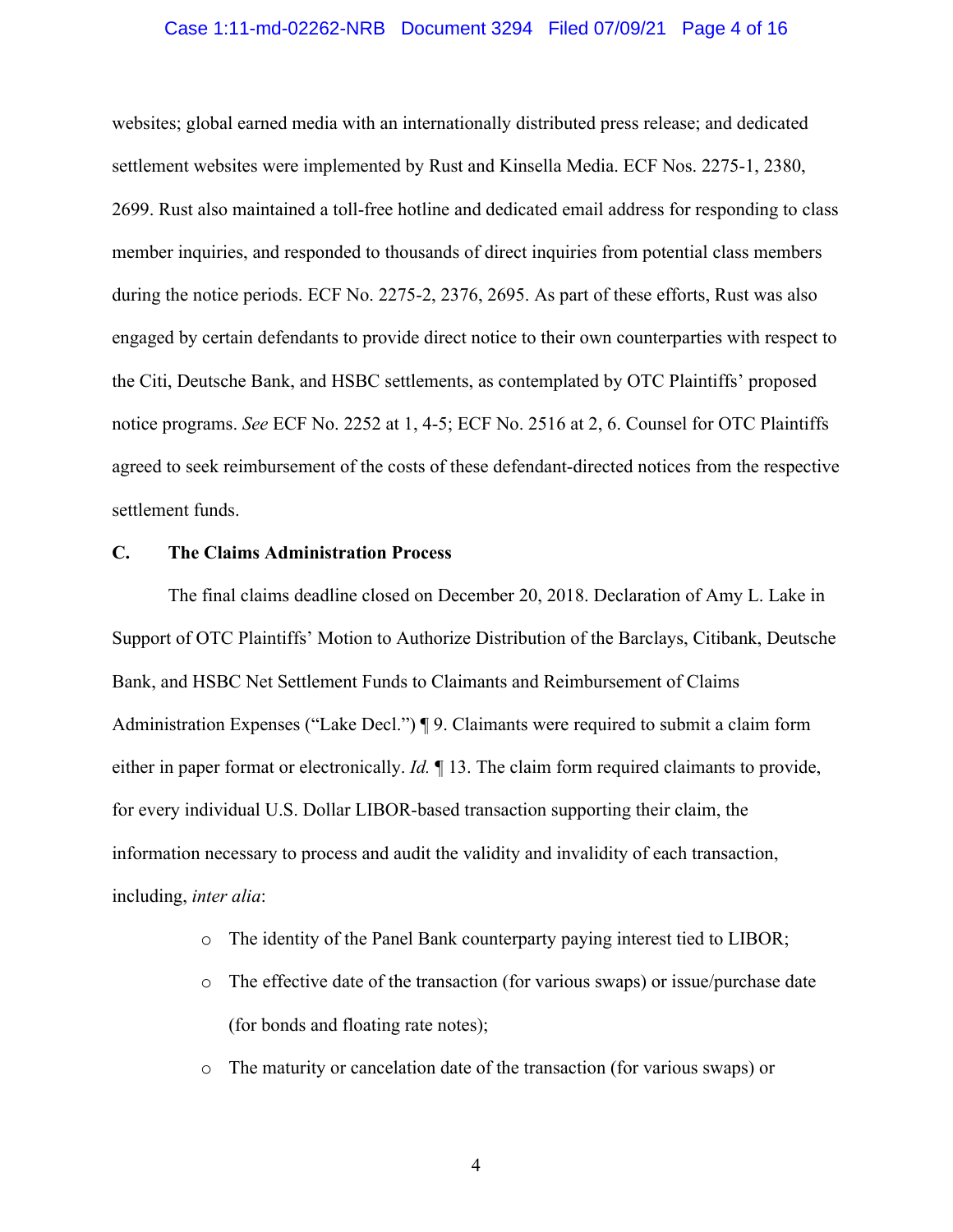websites; global earned media with an internationally distributed press release; and dedicated settlement websites were implemented by Rust and Kinsella Media. ECF Nos. 2275-1, 2380, 2699. Rust also maintained a toll-free hotline and dedicated email address for responding to class member inquiries, and responded to thousands of direct inquiries from potential class members during the notice periods. ECF No. 2275-2, 2376, 2695. As part of these efforts, Rust was also engaged by certain defendants to provide direct notice to their own counterparties with respect to the Citi, Deutsche Bank, and HSBC settlements, as contemplated by OTC Plaintiffs' proposed notice programs. *See* ECF No. 2252 at 1, 4-5; ECF No. 2516 at 2, 6. Counsel for OTC Plaintiffs agreed to seek reimbursement of the costs of these defendant-directed notices from the respective settlement funds.

### C. The Claims Administration Process

The final claims deadline closed on December 20, 2018. Declaration of Amy L. Lake in Support of OTC Plaintiffs' Motion to Authorize Distribution of the Barclays, Citibank, Deutsche Bank, and HSBC Net Settlement Funds to Claimants and Reimbursement of Claims Administration Expenses ("Lake Decl.") ¶ 9. Claimants were required to submit a claim form either in paper format or electronically. *Id.* ¶ 13. The claim form required claimants to provide, for every individual U.S. Dollar LIBOR-based transaction supporting their claim, the information necessary to process and audit the validity and invalidity of each transaction, including, *inter alia*:

- The identity of the Panel Bank counterparty paying interest tied to LIBOR;
- The effective date of the transaction (for various swaps) or issue/purchase date (for bonds and floating rate notes);
- The maturity or cancelation date of the transaction (for various swaps) or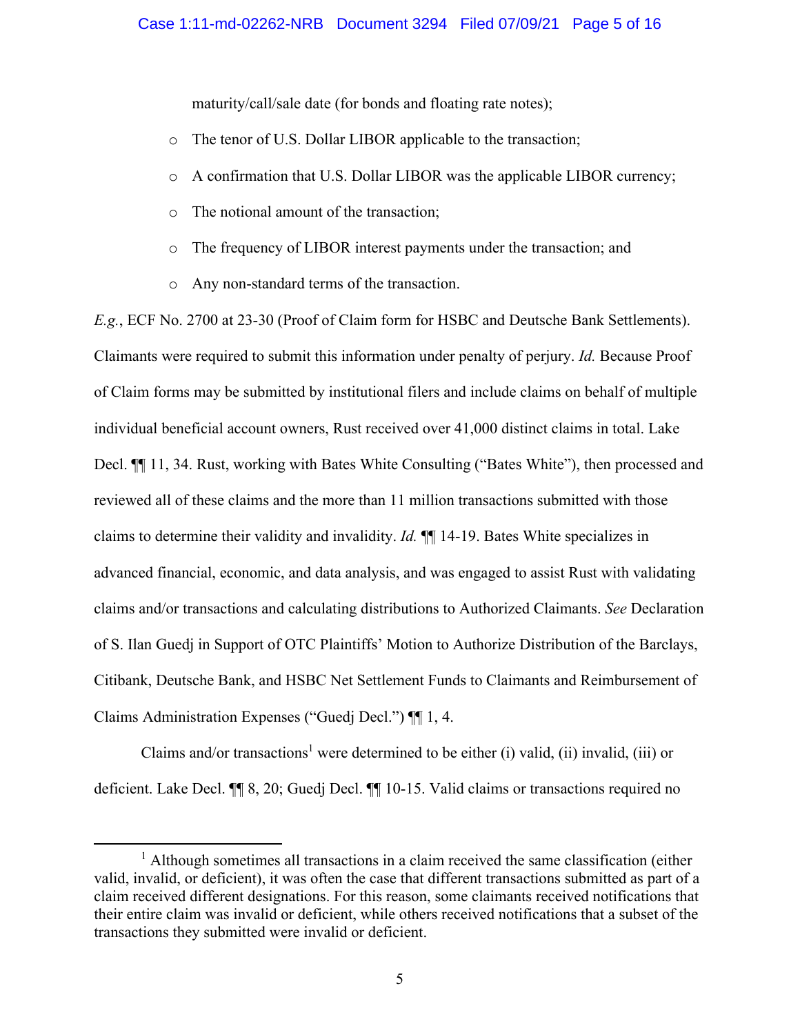maturity/call/sale date (for bonds and floating rate notes);

- The tenor of U.S. Dollar LIBOR applicable to the transaction;
- A confirmation that U.S. Dollar LIBOR was the applicable LIBOR currency;
- The notional amount of the transaction;
- The frequency of LIBOR interest payments under the transaction; and
- Any non-standard terms of the transaction.

*E.g.*, ECF No. 2700 at 23-30 (Proof of Claim form for HSBC and Deutsche Bank Settlements). Claimants were required to submit this information under penalty of perjury. *Id.* Because Proof of Claim forms may be submitted by institutional filers and include claims on behalf of multiple individual beneficial account owners, Rust received over 41,000 distinct claims in total. Lake Decl. ¶¶ 11, 34. Rust, working with Bates White Consulting ("Bates White"), then processed and reviewed all of these claims and the more than 11 million transactions submitted with those claims to determine their validity and invalidity. *Id.* ¶¶ 14-19. Bates White specializes in advanced financial, economic, and data analysis, and was engaged to assist Rust with validating claims and/or transactions and calculating distributions to Authorized Claimants. *See* Declaration of S. Ilan Guedj in Support of OTC Plaintiffs' Motion to Authorize Distribution of the Barclays, Citibank, Deutsche Bank, and HSBC Net Settlement Funds to Claimants and Reimbursement of Claims Administration Expenses ("Guedj Decl.") ¶¶ 1, 4.

Claims and/or transactions[1] were determined to be either (i) valid, (ii) invalid, (iii) or deficient. Lake Decl. ¶¶ 8, 20; Guedj Decl. ¶¶ 10-15. Valid claims or transactions required no

[1] Although sometimes all transactions in a claim received the same classification (either valid, invalid, or deficient), it was often the case that different transactions submitted as part of a claim received different designations. For this reason, some claimants received notifications that their entire claim was invalid or deficient, while others received notifications that a subset of the transactions they submitted were invalid or deficient.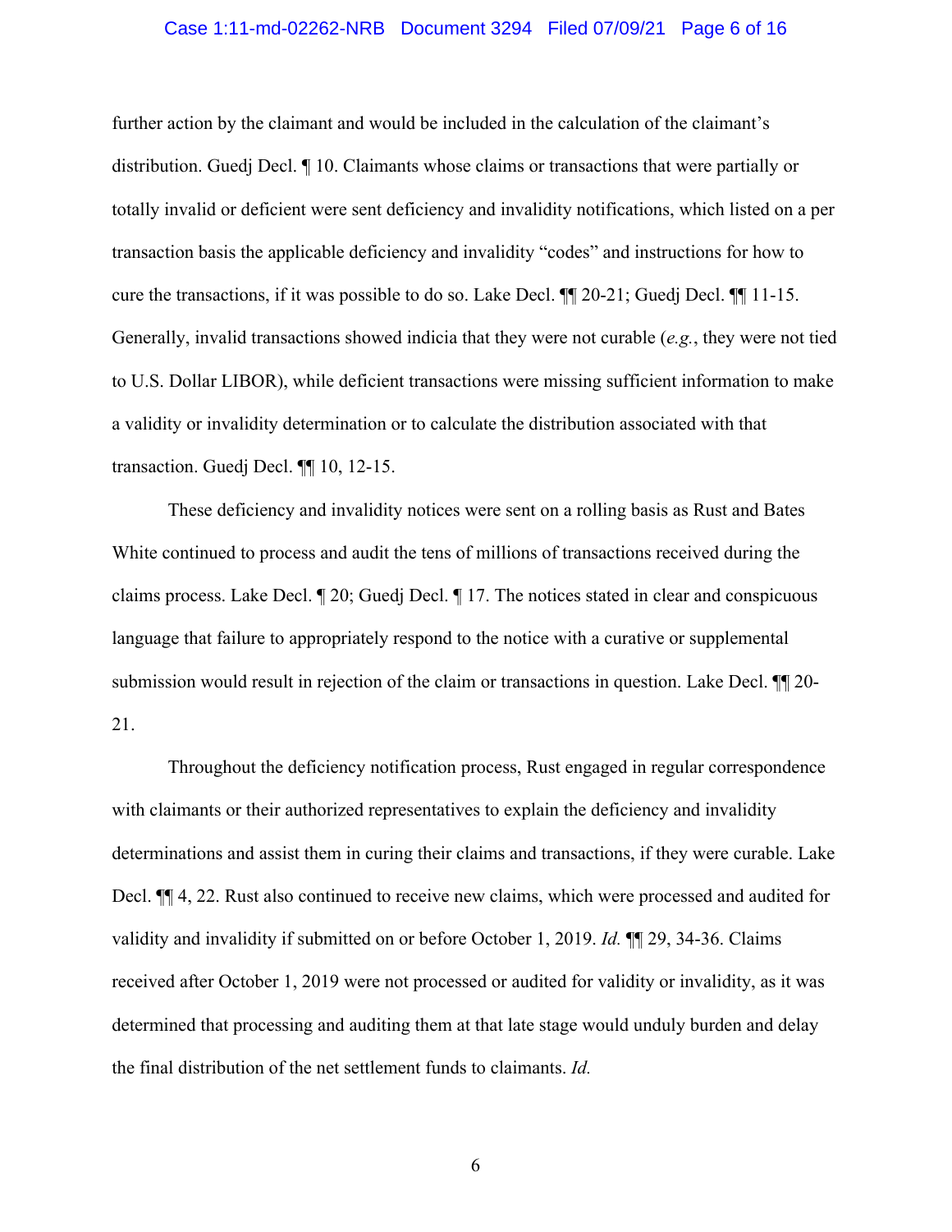further action by the claimant and would be included in the calculation of the claimant's distribution. Guedj Decl. ¶ 10. Claimants whose claims or transactions that were partially or totally invalid or deficient were sent deficiency and invalidity notifications, which listed on a per transaction basis the applicable deficiency and invalidity "codes" and instructions for how to cure the transactions, if it was possible to do so. Lake Decl. ¶¶ 20-21; Guedj Decl. ¶¶ 11-15. Generally, invalid transactions showed indicia that they were not curable (*e.g.*, they were not tied to U.S. Dollar LIBOR), while deficient transactions were missing sufficient information to make a validity or invalidity determination or to calculate the distribution associated with that transaction. Guedj Decl. ¶¶ 10, 12-15.

These deficiency and invalidity notices were sent on a rolling basis as Rust and Bates White continued to process and audit the tens of millions of transactions received during the claims process. Lake Decl. ¶ 20; Guedj Decl. ¶ 17. The notices stated in clear and conspicuous language that failure to appropriately respond to the notice with a curative or supplemental submission would result in rejection of the claim or transactions in question. Lake Decl. ¶¶ 20-21.

Throughout the deficiency notification process, Rust engaged in regular correspondence with claimants or their authorized representatives to explain the deficiency and invalidity determinations and assist them in curing their claims and transactions, if they were curable. Lake Decl. ¶¶ 4, 22. Rust also continued to receive new claims, which were processed and audited for validity and invalidity if submitted on or before October 1, 2019. *Id.* ¶¶ 29, 34-36. Claims received after October 1, 2019 were not processed or audited for validity or invalidity, as it was determined that processing and auditing them at that late stage would unduly burden and delay the final distribution of the net settlement funds to claimants. *Id.*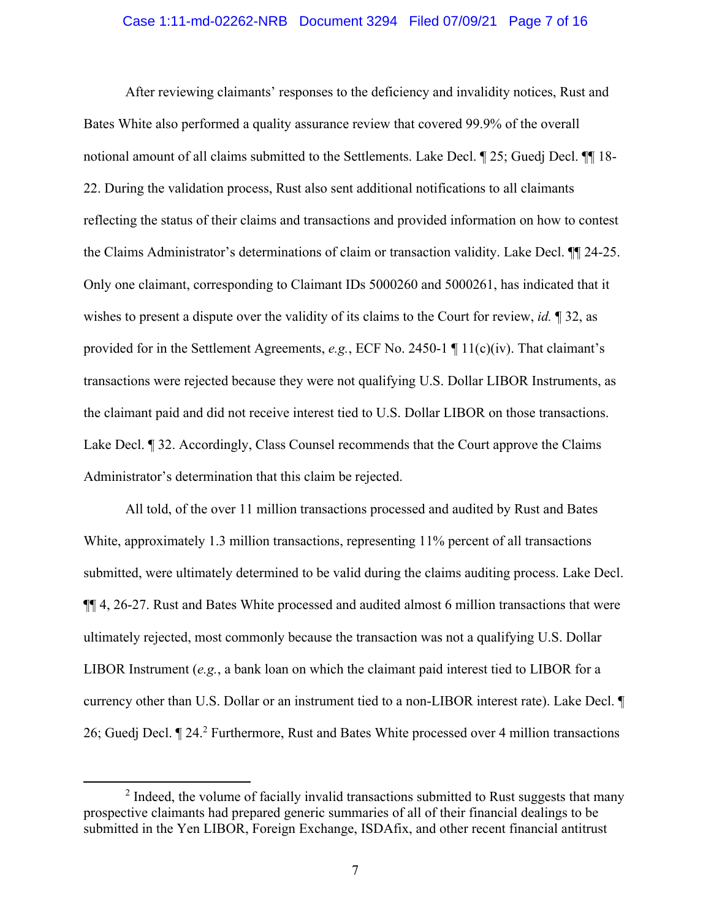After reviewing claimants' responses to the deficiency and invalidity notices, Rust and Bates White also performed a quality assurance review that covered 99.9% of the overall notional amount of all claims submitted to the Settlements. Lake Decl. ¶ 25; Guedj Decl. ¶¶ 18-22. During the validation process, Rust also sent additional notifications to all claimants reflecting the status of their claims and transactions and provided information on how to contest the Claims Administrator's determinations of claim or transaction validity. Lake Decl. ¶¶ 24-25. Only one claimant, corresponding to Claimant IDs 5000260 and 5000261, has indicated that it wishes to present a dispute over the validity of its claims to the Court for review, *id.* ¶ 32, as provided for in the Settlement Agreements, *e.g.*, ECF No. 2450-1 ¶ 11(c)(iv). That claimant's transactions were rejected because they were not qualifying U.S. Dollar LIBOR Instruments, as the claimant paid and did not receive interest tied to U.S. Dollar LIBOR on those transactions. Lake Decl. ¶ 32. Accordingly, Class Counsel recommends that the Court approve the Claims Administrator's determination that this claim be rejected.

All told, of the over 11 million transactions processed and audited by Rust and Bates White, approximately 1.3 million transactions, representing 11% percent of all transactions submitted, were ultimately determined to be valid during the claims auditing process. Lake Decl. ¶¶ 4, 26-27. Rust and Bates White processed and audited almost 6 million transactions that were ultimately rejected, most commonly because the transaction was not a qualifying U.S. Dollar LIBOR Instrument (*e.g.*, a bank loan on which the claimant paid interest tied to LIBOR for a currency other than U.S. Dollar or an instrument tied to a non-LIBOR interest rate). Lake Decl. ¶ 26; Guedj Decl. ¶ 24.[2] Furthermore, Rust and Bates White processed over 4 million transactions

[2] Indeed, the volume of facially invalid transactions submitted to Rust suggests that many prospective claimants had prepared generic summaries of all of their financial dealings to be submitted in the Yen LIBOR, Foreign Exchange, ISDAfix, and other recent financial antitrust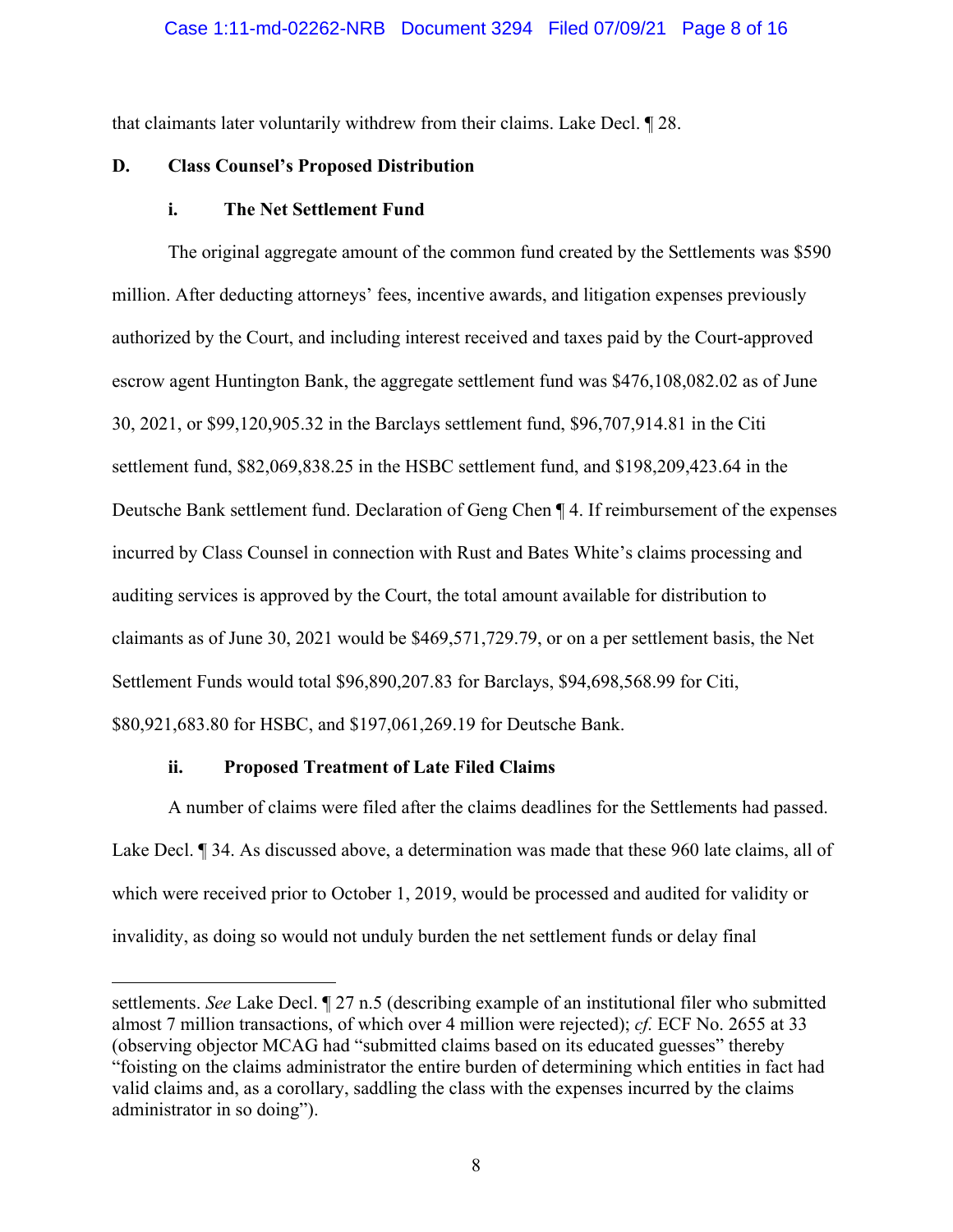that claimants later voluntarily withdrew from their claims. Lake Decl. ¶ 28.

### D. Class Counsel's Proposed Distribution

#### i. The Net Settlement Fund

The original aggregate amount of the common fund created by the Settlements was $590 million. After deducting attorneys' fees, incentive awards, and litigation expenses previously authorized by the Court, and including interest received and taxes paid by the Court-approved escrow agent Huntington Bank, the aggregate settlement fund was $476,108,082.02 as of June 30, 2021, or $99,120,905.32 in the Barclays settlement fund, $96,707,914.81 in the Citi settlement fund, $82,069,838.25 in the HSBC settlement fund, and $198,209,423.64 in the Deutsche Bank settlement fund. Declaration of Geng Chen ¶ 4. If reimbursement of the expenses incurred by Class Counsel in connection with Rust and Bates White's claims processing and auditing services is approved by the Court, the total amount available for distribution to claimants as of June 30, 2021 would be $469,571,729.79, or on a per settlement basis, the Net Settlement Funds would total $96,890,207.83 for Barclays, $94,698,568.99 for Citi, $80,921,683.80 for HSBC, and $197,061,269.19 for Deutsche Bank.

#### ii. Proposed Treatment of Late Filed Claims

A number of claims were filed after the claims deadlines for the Settlements had passed. Lake Decl. ¶ 34. As discussed above, a determination was made that these 960 late claims, all of which were received prior to October 1, 2019, would be processed and audited for validity or invalidity, as doing so would not unduly burden the net settlement funds or delay final

---

settlements. *See* Lake Decl. ¶ 27 n.5 (describing example of an institutional filer who submitted almost 7 million transactions, of which over 4 million were rejected); *cf.* ECF No. 2655 at 33 (observing objector MCAG had "submitted claims based on its educated guesses" thereby "foisting on the claims administrator the entire burden of determining which entities in fact had valid claims and, as a corollary, saddling the class with the expenses incurred by the claims administrator in so doing").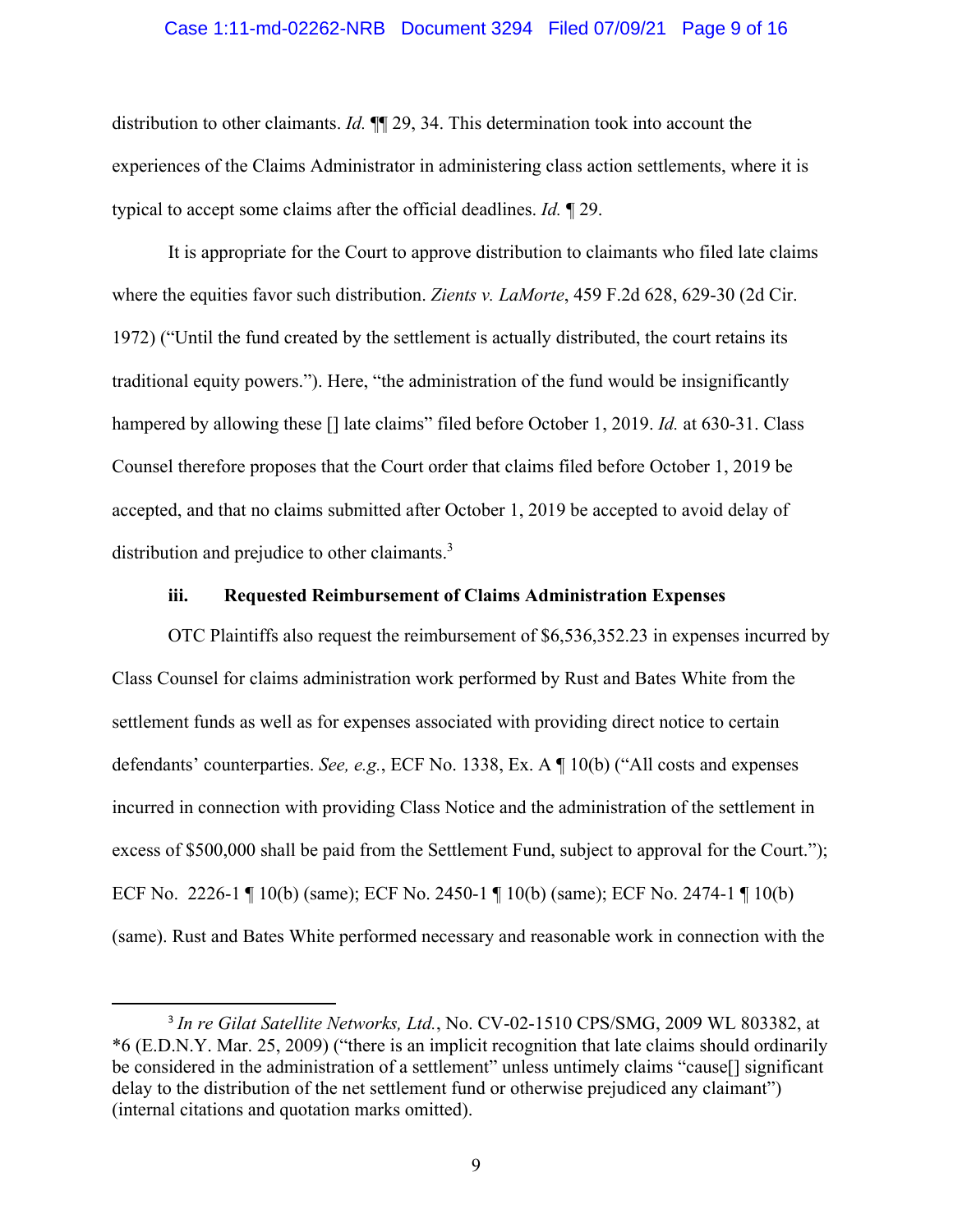distribution to other claimants. *Id.* ¶¶ 29, 34. This determination took into account the experiences of the Claims Administrator in administering class action settlements, where it is typical to accept some claims after the official deadlines. *Id.* ¶ 29.

It is appropriate for the Court to approve distribution to claimants who filed late claims where the equities favor such distribution. *Zients v. LaMorte*, 459 F.2d 628, 629-30 (2d Cir. 1972) ("Until the fund created by the settlement is actually distributed, the court retains its traditional equity powers."). Here, "the administration of the fund would be insignificantly hampered by allowing these [] late claims" filed before October 1, 2019. *Id.* at 630-31. Class Counsel therefore proposes that the Court order that claims filed before October 1, 2019 be accepted, and that no claims submitted after October 1, 2019 be accepted to avoid delay of distribution and prejudice to other claimants.[3]

### iii. Requested Reimbursement of Claims Administration Expenses

OTC Plaintiffs also request the reimbursement of $6,536,352.23 in expenses incurred by Class Counsel for claims administration work performed by Rust and Bates White from the settlement funds as well as for expenses associated with providing direct notice to certain defendants' counterparties. *See, e.g.*, ECF No. 1338, Ex. A ¶ 10(b) ("All costs and expenses incurred in connection with providing Class Notice and the administration of the settlement in excess of $500,000 shall be paid from the Settlement Fund, subject to approval for the Court."); ECF No. 2226-1 ¶ 10(b) (same); ECF No. 2450-1 ¶ 10(b) (same); ECF No. 2474-1 ¶ 10(b) (same). Rust and Bates White performed necessary and reasonable work in connection with the

---

[3] *In re Gilat Satellite Networks, Ltd.*, No. CV-02-1510 CPS/SMG, 2009 WL 803382, at *6 (E.D.N.Y. Mar. 25, 2009) ("there is an implicit recognition that late claims should ordinarily be considered in the administration of a settlement" unless untimely claims "cause[] significant delay to the distribution of the net settlement fund or otherwise prejudiced any claimant") (internal citations and quotation marks omitted).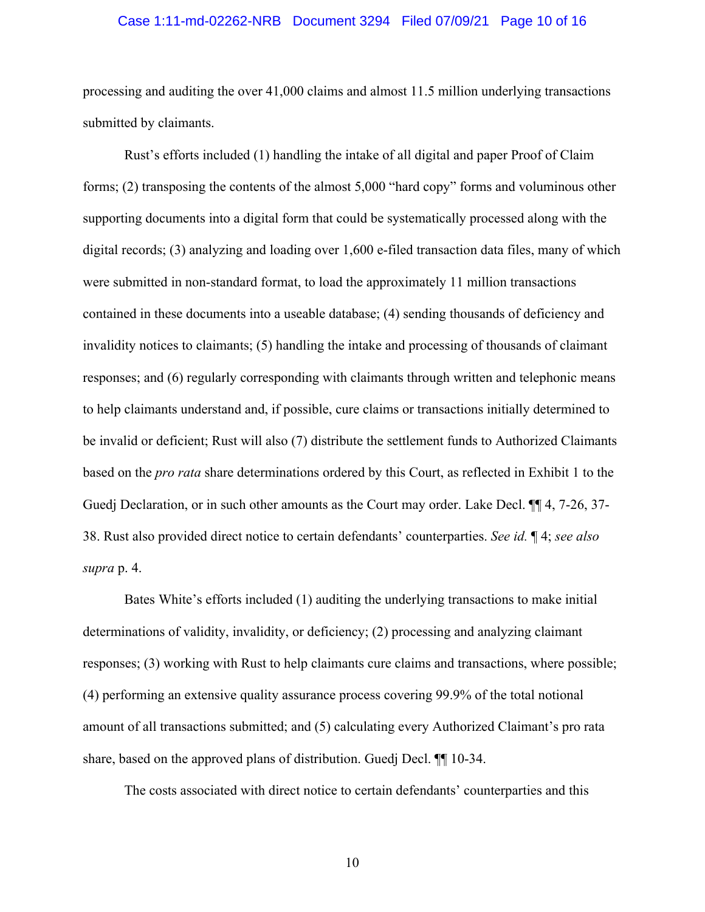processing and auditing the over 41,000 claims and almost 11.5 million underlying transactions submitted by claimants.

Rust's efforts included (1) handling the intake of all digital and paper Proof of Claim forms; (2) transposing the contents of the almost 5,000 "hard copy" forms and voluminous other supporting documents into a digital form that could be systematically processed along with the digital records; (3) analyzing and loading over 1,600 e-filed transaction data files, many of which were submitted in non-standard format, to load the approximately 11 million transactions contained in these documents into a useable database; (4) sending thousands of deficiency and invalidity notices to claimants; (5) handling the intake and processing of thousands of claimant responses; and (6) regularly corresponding with claimants through written and telephonic means to help claimants understand and, if possible, cure claims or transactions initially determined to be invalid or deficient; Rust will also (7) distribute the settlement funds to Authorized Claimants based on the *pro rata* share determinations ordered by this Court, as reflected in Exhibit 1 to the Guedj Declaration, or in such other amounts as the Court may order. Lake Decl. ¶¶ 4, 7-26, 37-38. Rust also provided direct notice to certain defendants' counterparties. *See id.* ¶ 4; *see also supra* p. 4.

Bates White's efforts included (1) auditing the underlying transactions to make initial determinations of validity, invalidity, or deficiency; (2) processing and analyzing claimant responses; (3) working with Rust to help claimants cure claims and transactions, where possible; (4) performing an extensive quality assurance process covering 99.9% of the total notional amount of all transactions submitted; and (5) calculating every Authorized Claimant's pro rata share, based on the approved plans of distribution. Guedj Decl. ¶¶ 10-34.

The costs associated with direct notice to certain defendants' counterparties and this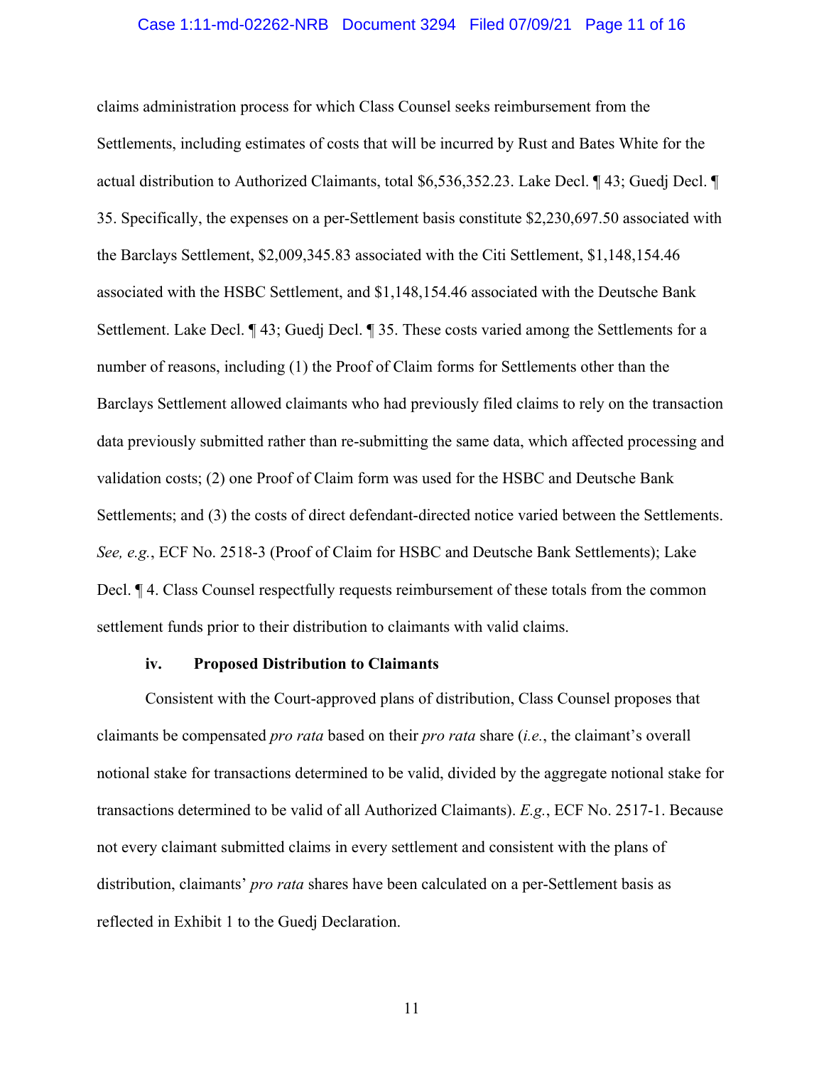claims administration process for which Class Counsel seeks reimbursement from the Settlements, including estimates of costs that will be incurred by Rust and Bates White for the actual distribution to Authorized Claimants, total $6,536,352.23. Lake Decl. ¶ 43; Guedj Decl. ¶ 35. Specifically, the expenses on a per-Settlement basis constitute $2,230,697.50 associated with the Barclays Settlement, $2,009,345.83 associated with the Citi Settlement, $1,148,154.46 associated with the HSBC Settlement, and $1,148,154.46 associated with the Deutsche Bank Settlement. Lake Decl. ¶ 43; Guedj Decl. ¶ 35. These costs varied among the Settlements for a number of reasons, including (1) the Proof of Claim forms for Settlements other than the Barclays Settlement allowed claimants who had previously filed claims to rely on the transaction data previously submitted rather than re-submitting the same data, which affected processing and validation costs; (2) one Proof of Claim form was used for the HSBC and Deutsche Bank Settlements; and (3) the costs of direct defendant-directed notice varied between the Settlements. *See, e.g.*, ECF No. 2518-3 (Proof of Claim for HSBC and Deutsche Bank Settlements); Lake Decl. ¶ 4. Class Counsel respectfully requests reimbursement of these totals from the common settlement funds prior to their distribution to claimants with valid claims.

**iv. Proposed Distribution to Claimants**

Consistent with the Court-approved plans of distribution, Class Counsel proposes that claimants be compensated *pro rata* based on their *pro rata* share (*i.e.*, the claimant's overall notional stake for transactions determined to be valid, divided by the aggregate notional stake for transactions determined to be valid of all Authorized Claimants). *E.g.*, ECF No. 2517-1. Because not every claimant submitted claims in every settlement and consistent with the plans of distribution, claimants' *pro rata* shares have been calculated on a per-Settlement basis as reflected in Exhibit 1 to the Guedj Declaration.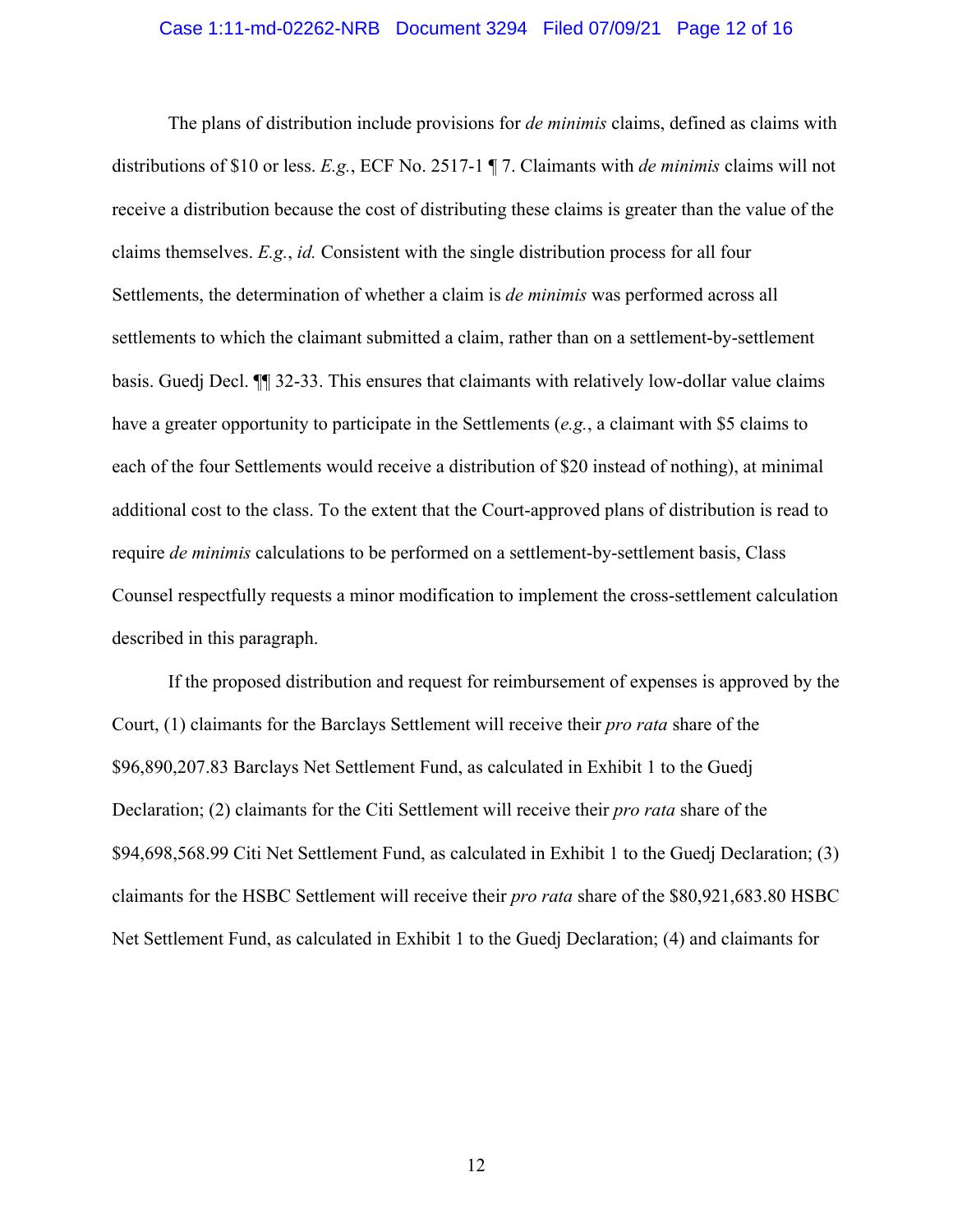The plans of distribution include provisions for *de minimis* claims, defined as claims with distributions of $10 or less. *E.g.*, ECF No. 2517-1 ¶ 7. Claimants with *de minimis* claims will not receive a distribution because the cost of distributing these claims is greater than the value of the claims themselves. *E.g.*, *id.* Consistent with the single distribution process for all four Settlements, the determination of whether a claim is *de minimis* was performed across all settlements to which the claimant submitted a claim, rather than on a settlement-by-settlement basis. Guedj Decl. ¶¶ 32-33. This ensures that claimants with relatively low-dollar value claims have a greater opportunity to participate in the Settlements (*e.g.*, a claimant with $5 claims to each of the four Settlements would receive a distribution of $20 instead of nothing), at minimal additional cost to the class. To the extent that the Court-approved plans of distribution is read to require *de minimis* calculations to be performed on a settlement-by-settlement basis, Class Counsel respectfully requests a minor modification to implement the cross-settlement calculation described in this paragraph.

If the proposed distribution and request for reimbursement of expenses is approved by the Court, (1) claimants for the Barclays Settlement will receive their *pro rata* share of the $96,890,207.83 Barclays Net Settlement Fund, as calculated in Exhibit 1 to the Guedj Declaration; (2) claimants for the Citi Settlement will receive their *pro rata* share of the $94,698,568.99 Citi Net Settlement Fund, as calculated in Exhibit 1 to the Guedj Declaration; (3) claimants for the HSBC Settlement will receive their *pro rata* share of the $80,921,683.80 HSBC Net Settlement Fund, as calculated in Exhibit 1 to the Guedj Declaration; (4) and claimants for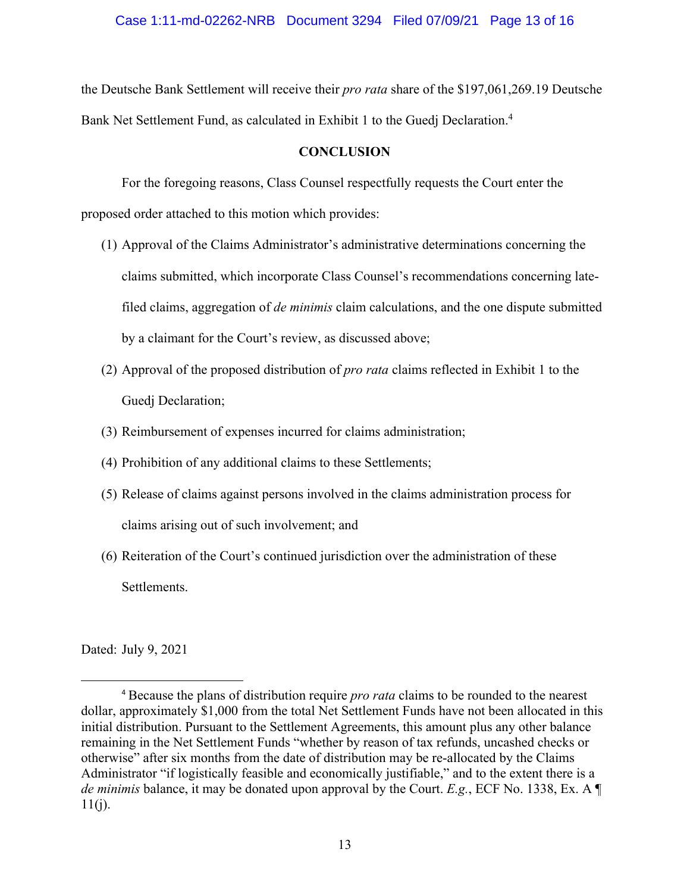the Deutsche Bank Settlement will receive their *pro rata* share of the $197,061,269.19 Deutsche Bank Net Settlement Fund, as calculated in Exhibit 1 to the Guedj Declaration.[4]

**CONCLUSION**

For the foregoing reasons, Class Counsel respectfully requests the Court enter the proposed order attached to this motion which provides:

(1) Approval of the Claims Administrator's administrative determinations concerning the claims submitted, which incorporate Class Counsel's recommendations concerning late-filed claims, aggregation of *de minimis* claim calculations, and the one dispute submitted by a claimant for the Court's review, as discussed above;

(2) Approval of the proposed distribution of *pro rata* claims reflected in Exhibit 1 to the Guedj Declaration;

(3) Reimbursement of expenses incurred for claims administration;

(4) Prohibition of any additional claims to these Settlements;

(5) Release of claims against persons involved in the claims administration process for claims arising out of such involvement; and

(6) Reiteration of the Court's continued jurisdiction over the administration of these Settlements.

Dated: July 9, 2021

---

[4] Because the plans of distribution require *pro rata* claims to be rounded to the nearest dollar, approximately $1,000 from the total Net Settlement Funds have not been allocated in this initial distribution. Pursuant to the Settlement Agreements, this amount plus any other balance remaining in the Net Settlement Funds "whether by reason of tax refunds, uncashed checks or otherwise" after six months from the date of distribution may be re-allocated by the Claims Administrator "if logistically feasible and economically justifiable," and to the extent there is a *de minimis* balance, it may be donated upon approval by the Court. *E.g.*, ECF No. 1338, Ex. A ¶ 11(j).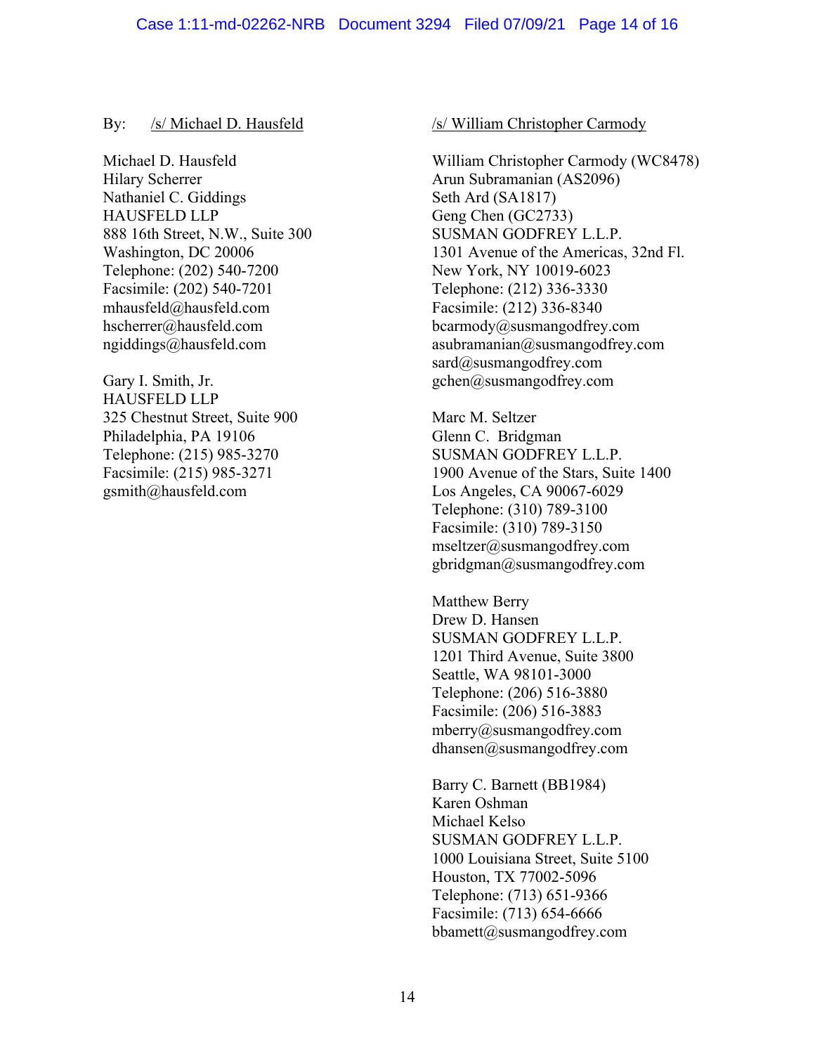By: /s/ Michael D. Hausfeld

Michael D. Hausfeld
Hilary Scherrer
Nathaniel C. Giddings
HAUSFELD LLP
888 16th Street, N.W., Suite 300
Washington, DC 20006
Telephone: (202) 540-7200
Facsimile: (202) 540-7201
mhausfeld@hausfeld.com
hscherrer@hausfeld.com
ngiddings@hausfeld.com

Gary I. Smith, Jr.
HAUSFELD LLP
325 Chestnut Street, Suite 900
Philadelphia, PA 19106
Telephone: (215) 985-3270
Facsimile: (215) 985-3271
gsmith@hausfeld.com

/s/ William Christopher Carmody

William Christopher Carmody (WC8478)
Arun Subramanian (AS2096)
Seth Ard (SA1817)
Geng Chen (GC2733)
SUSMAN GODFREY L.L.P.
1301 Avenue of the Americas, 32nd Fl.
New York, NY 10019-6023
Telephone: (212) 336-3330
Facsimile: (212) 336-8340
bcarmody@susmangodfrey.com
asubramanian@susmangodfrey.com
sard@susmangodfrey.com
gchen@susmangodfrey.com

Marc M. Seltzer
Glenn C. Bridgman
SUSMAN GODFREY L.L.P.
1900 Avenue of the Stars, Suite 1400
Los Angeles, CA 90067-6029
Telephone: (310) 789-3100
Facsimile: (310) 789-3150
mseltzer@susmangodfrey.com
gbridgman@susmangodfrey.com

Matthew Berry
Drew D. Hansen
SUSMAN GODFREY L.L.P.
1201 Third Avenue, Suite 3800
Seattle, WA 98101-3000
Telephone: (206) 516-3880
Facsimile: (206) 516-3883
mberry@susmangodfrey.com
dhansen@susmangodfrey.com

Barry C. Barnett (BB1984)
Karen Oshman
Michael Kelso
SUSMAN GODFREY L.L.P.
1000 Louisiana Street, Suite 5100
Houston, TX 77002-5096
Telephone: (713) 651-9366
Facsimile: (713) 654-6666
bbarnett@susmangodfrey.com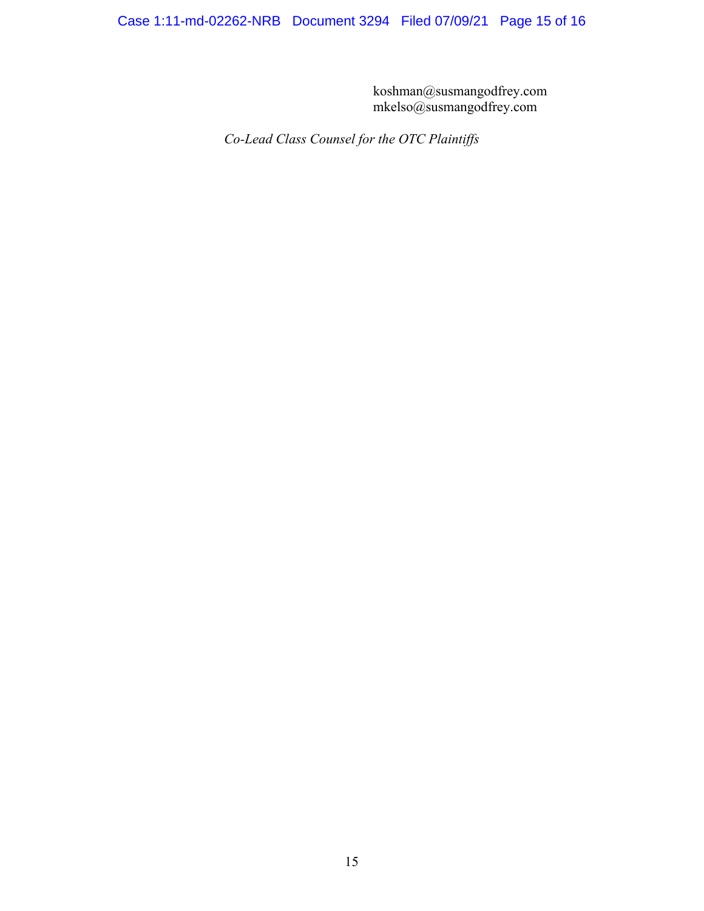koshman@susmangodfrey.com
mkelso@susmangodfrey.com

*Co-Lead Class Counsel for the OTC Plaintiffs*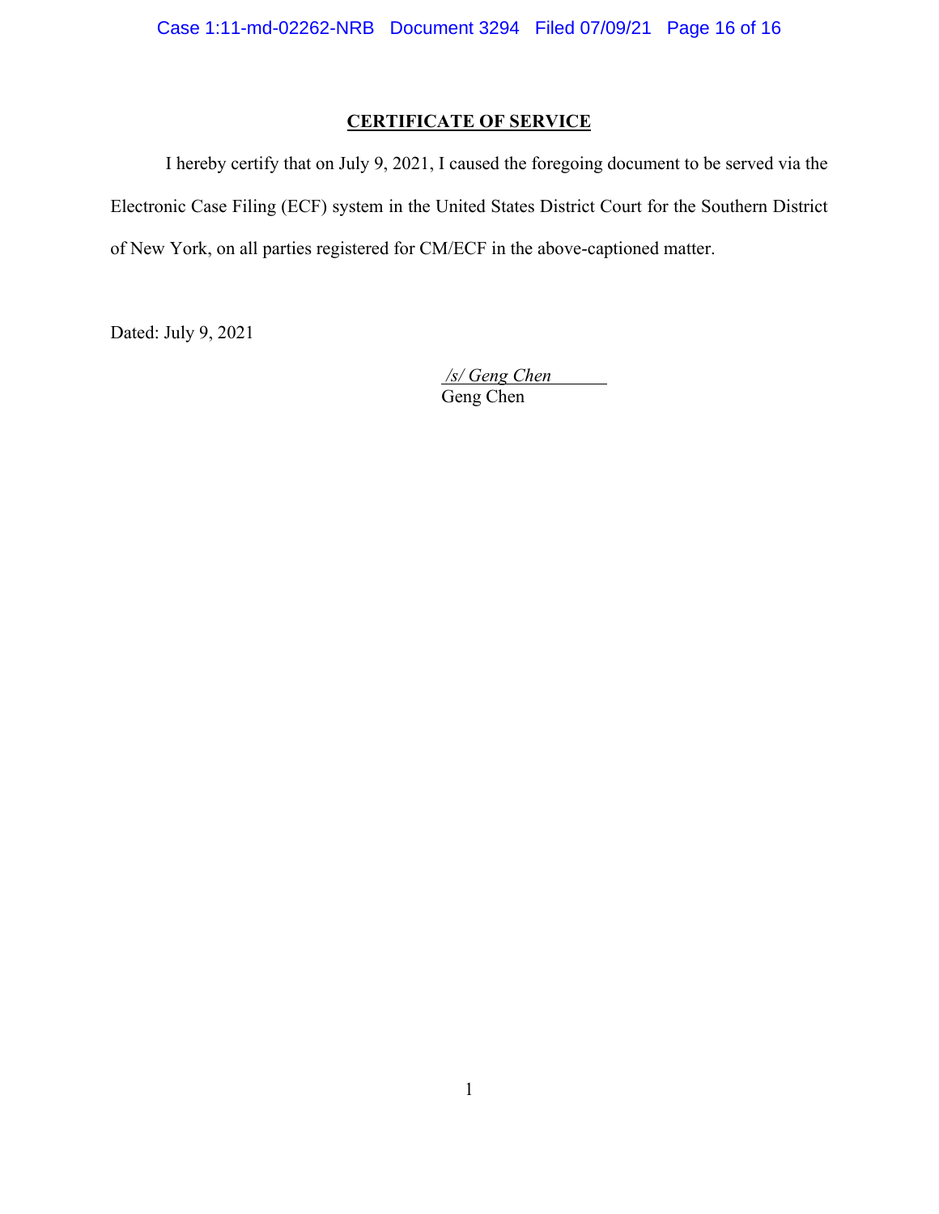## CERTIFICATE OF SERVICE

I hereby certify that on July 9, 2021, I caused the foregoing document to be served via the Electronic Case Filing (ECF) system in the United States District Court for the Southern District of New York, on all parties registered for CM/ECF in the above-captioned matter.

Dated: July 9, 2021

*/s/ Geng Chen*
Geng Chen